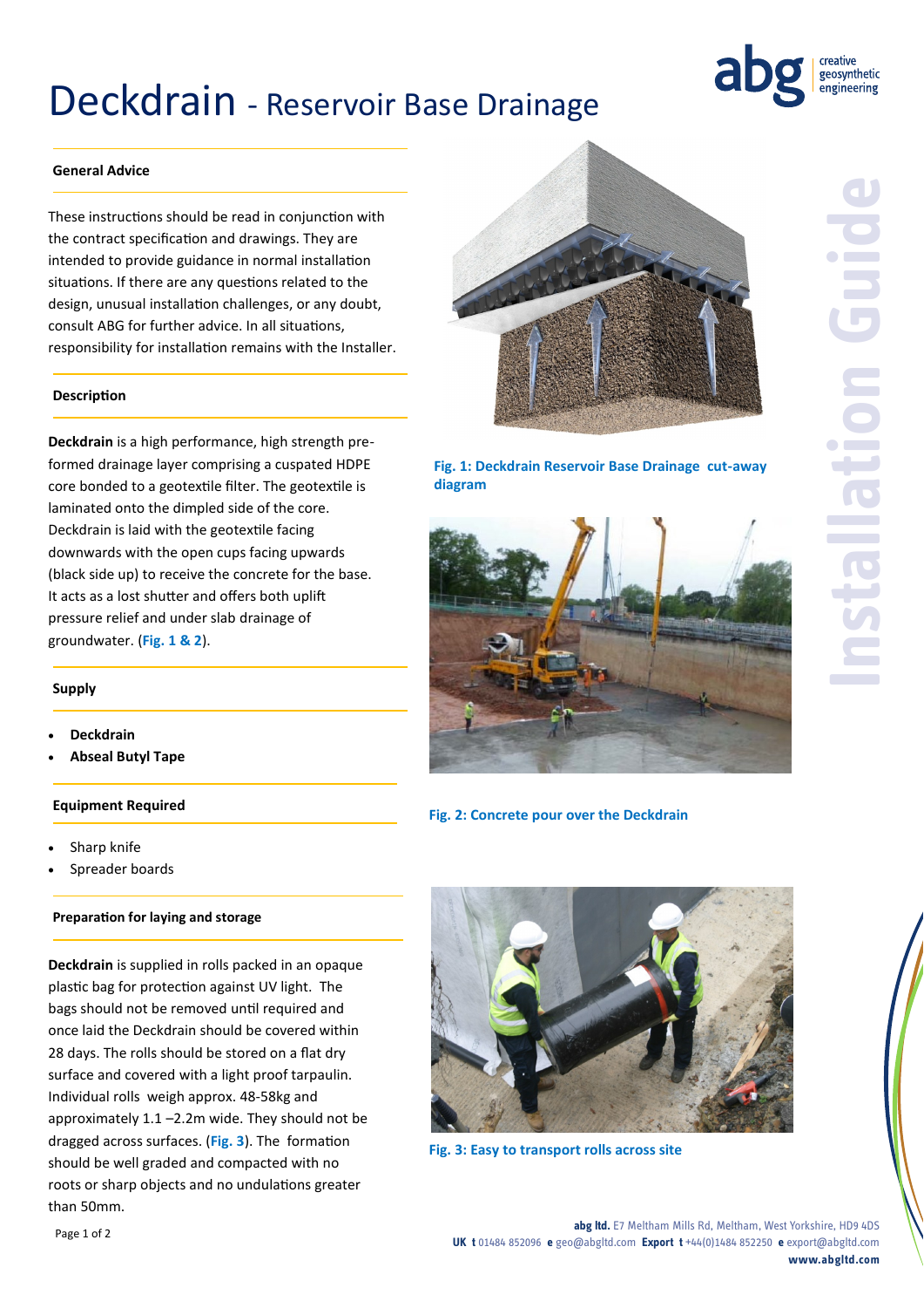# Deckdrain - Reservoir Base Drainage

## General Advice

These instructions should be read in conjunction with the contract specification and drawings. They are intended to provide guidance in normal installation situations. If there are any questions related to the design, unusual installation challenges, or any doubt, consult ABG for further advice. In all situations, responsibility for installation remains with the Installer.

## Description

**Deckdrain** is a high performance, high strength pre-formed drainage layer comprising a cuspated HDPE core bonded to a geotextile filter. The geotextile is laminated onto the dimpled side of the core. Deckdrain is laid with the geotextile facing downwards with the open cups facing upwards (black side up) to receive the concrete for the base. It acts as a lost shutter and offers both uplift pressure relief and under slab drainage of groundwater. (**Fig. 1 & 2**).

## Supply

- **Deckdrain**
- **Abseal Butyl Tape**

## Equipment Required

- Sharp knife
- Spreader boards

## Preparation for laying and storage

**Deckdrain** is supplied in rolls packed in an opaque plastic bag for protection against UV light. The bags should not be removed until required and once laid the Deckdrain should be covered within 28 days. The rolls should be stored on a flat dry surface and covered with a light proof tarpaulin. Individual rolls weigh approx. 48-58kg and approximately 1.1 –2.2m wide. They should not be dragged across surfaces. (**Fig. 3**). The formation should be well graded and compacted with no roots or sharp objects and no undulations greater than 50mm.

**Fig. 1: Deckdrain Reservoir Base Drainage cut-away diagram**

**Fig. 2: Concrete pour over the Deckdrain**

**Fig. 3: Easy to transport rolls across site**

**abg ltd.** E7 Meltham Mills Rd, Meltham, West Yorkshire, HD9 4DS
**UK t** 01484 852096 **e** geo@abgltd.com **Export t** +44(0)1484 852250 **e** export@abgltd.com
**www.abgltd.com**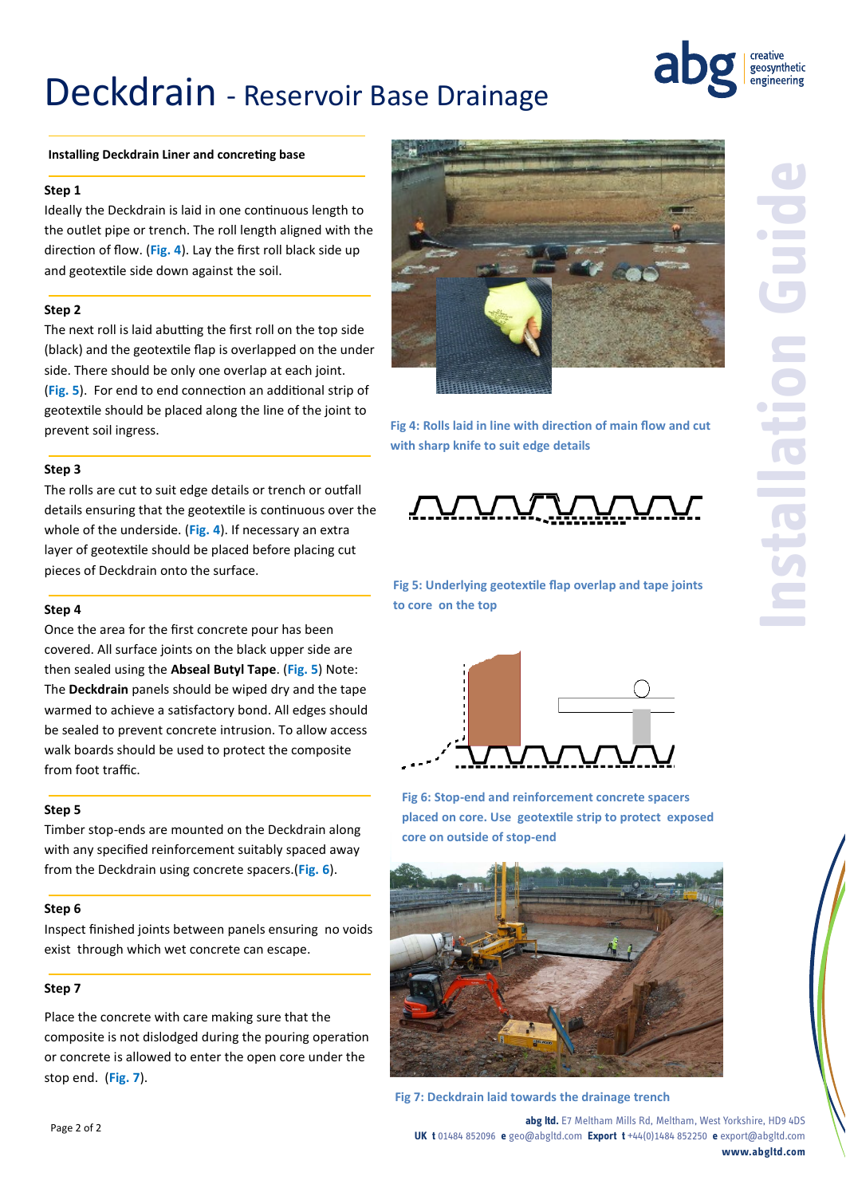# Deckdrain - Reservoir Base Drainage

**Installing Deckdrain Liner and concreting base**

### Step 1

Ideally the Deckdrain is laid in one continuous length to the outlet pipe or trench. The roll length aligned with the direction of flow. (**Fig. 4**). Lay the first roll black side up and geotextile side down against the soil.

### Step 2

The next roll is laid abutting the first roll on the top side (black) and the geotextile flap is overlapped on the under side. There should be only one overlap at each joint. (**Fig. 5**). For end to end connection an additional strip of geotextile should be placed along the line of the joint to prevent soil ingress.

### Step 3

The rolls are cut to suit edge details or trench or outfall details ensuring that the geotextile is continuous over the whole of the underside. (**Fig. 4**). If necessary an extra layer of geotextile should be placed before placing cut pieces of Deckdrain onto the surface.

### Step 4

Once the area for the first concrete pour has been covered. All surface joints on the black upper side are then sealed using the **Abseal Butyl Tape**. (**Fig. 5**) Note: The **Deckdrain** panels should be wiped dry and the tape warmed to achieve a satisfactory bond. All edges should be sealed to prevent concrete intrusion. To allow access walk boards should be used to protect the composite from foot traffic.

### Step 5

Timber stop-ends are mounted on the Deckdrain along with any specified reinforcement suitably spaced away from the Deckdrain using concrete spacers.(**Fig. 6**).

### Step 6

Inspect finished joints between panels ensuring no voids exist through which wet concrete can escape.

### Step 7

Place the concrete with care making sure that the composite is not dislodged during the pouring operation or concrete is allowed to enter the open core under the stop end. (**Fig. 7**).

**Fig 4: Rolls laid in line with direction of main flow and cut with sharp knife to suit edge details**

**Fig 5: Underlying geotextile flap overlap and tape joints to core on the top**

**Fig 6: Stop-end and reinforcement concrete spacers placed on core. Use geotextile strip to protect exposed core on outside of stop-end**

**Fig 7: Deckdrain laid towards the drainage trench**

Installation Guide

**abg ltd.** E7 Meltham Mills Rd, Meltham, West Yorkshire, HD9 4DS
**UK t** 01484 852096 **e** geo@abgltd.com **Export t** +44(0)1484 852250 **e** export@abgltd.com
**www.abgltd.com**